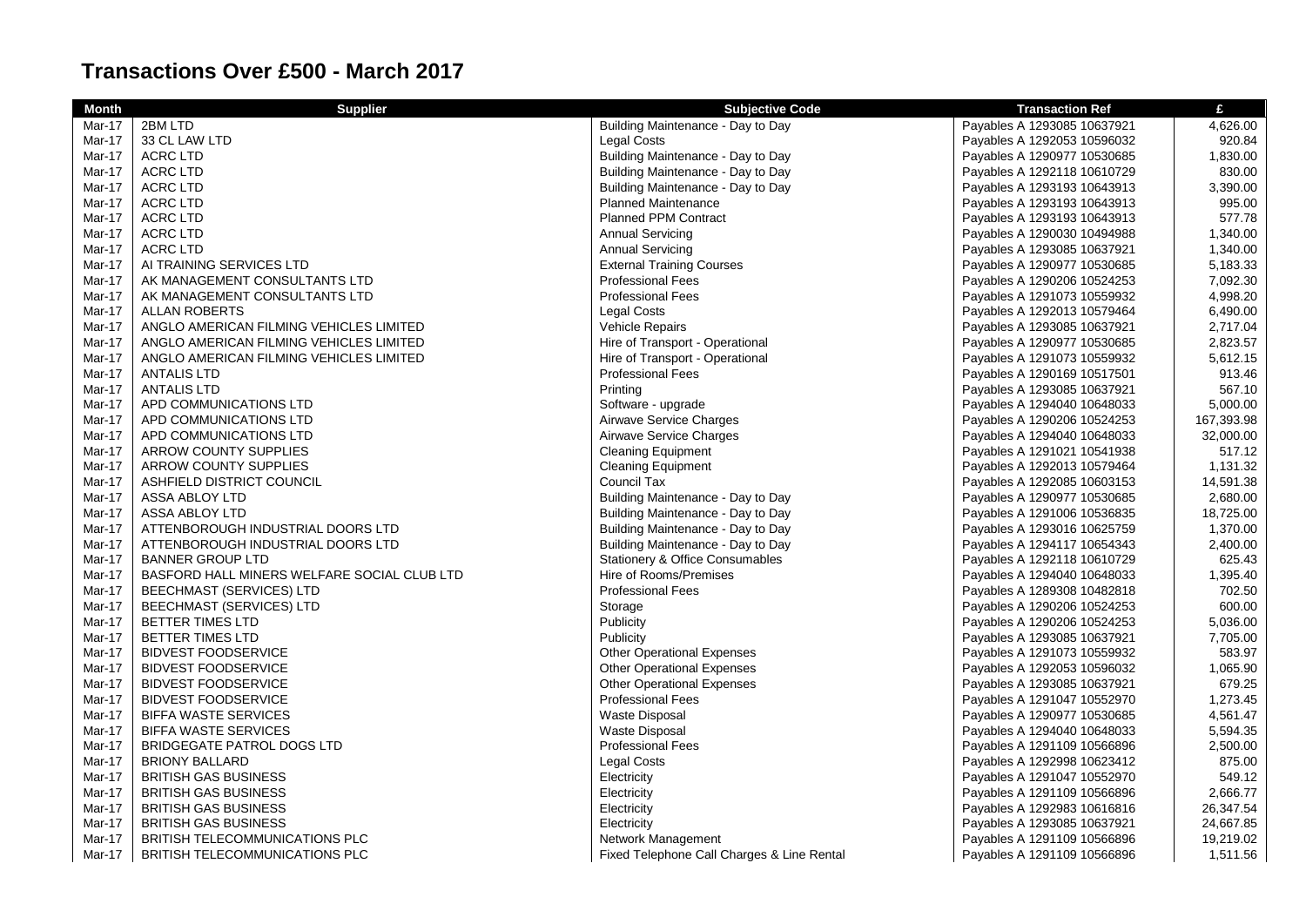# Transactions Over £500 - March 2017

| Month | Supplier | Subjective Code | Transaction Ref | £ |
|---|---|---|---|---|
| Mar-17 | 2BM LTD | Building Maintenance - Day to Day | Payables A 1293085 10637921 | 4,626.00 |
| Mar-17 | 33 CL LAW LTD | Legal Costs | Payables A 1292053 10596032 | 920.84 |
| Mar-17 | ACRC LTD | Building Maintenance - Day to Day | Payables A 1290977 10530685 | 1,830.00 |
| Mar-17 | ACRC LTD | Building Maintenance - Day to Day | Payables A 1292118 10610729 | 830.00 |
| Mar-17 | ACRC LTD | Building Maintenance - Day to Day | Payables A 1293193 10643913 | 3,390.00 |
| Mar-17 | ACRC LTD | Planned Maintenance | Payables A 1293193 10643913 | 995.00 |
| Mar-17 | ACRC LTD | Planned PPM Contract | Payables A 1293193 10643913 | 577.78 |
| Mar-17 | ACRC LTD | Annual Servicing | Payables A 1290030 10494988 | 1,340.00 |
| Mar-17 | ACRC LTD | Annual Servicing | Payables A 1293085 10637921 | 1,340.00 |
| Mar-17 | AI TRAINING SERVICES LTD | External Training Courses | Payables A 1290977 10530685 | 5,183.33 |
| Mar-17 | AK MANAGEMENT CONSULTANTS LTD | Professional Fees | Payables A 1290206 10524253 | 7,092.30 |
| Mar-17 | AK MANAGEMENT CONSULTANTS LTD | Professional Fees | Payables A 1291073 10559932 | 4,998.20 |
| Mar-17 | ALLAN ROBERTS | Legal Costs | Payables A 1292013 10579464 | 6,490.00 |
| Mar-17 | ANGLO AMERICAN FILMING VEHICLES LIMITED | Vehicle Repairs | Payables A 1293085 10637921 | 2,717.04 |
| Mar-17 | ANGLO AMERICAN FILMING VEHICLES LIMITED | Hire of Transport - Operational | Payables A 1290977 10530685 | 2,823.57 |
| Mar-17 | ANGLO AMERICAN FILMING VEHICLES LIMITED | Hire of Transport - Operational | Payables A 1291073 10559932 | 5,612.15 |
| Mar-17 | ANTALIS LTD | Professional Fees | Payables A 1290169 10517501 | 913.46 |
| Mar-17 | ANTALIS LTD | Printing | Payables A 1293085 10637921 | 567.10 |
| Mar-17 | APD COMMUNICATIONS LTD | Software - upgrade | Payables A 1294040 10648033 | 5,000.00 |
| Mar-17 | APD COMMUNICATIONS LTD | Airwave Service Charges | Payables A 1290206 10524253 | 167,393.98 |
| Mar-17 | APD COMMUNICATIONS LTD | Airwave Service Charges | Payables A 1294040 10648033 | 32,000.00 |
| Mar-17 | ARROW COUNTY SUPPLIES | Cleaning Equipment | Payables A 1291021 10541938 | 517.12 |
| Mar-17 | ARROW COUNTY SUPPLIES | Cleaning Equipment | Payables A 1292013 10579464 | 1,131.32 |
| Mar-17 | ASHFIELD DISTRICT COUNCIL | Council Tax | Payables A 1292085 10603153 | 14,591.38 |
| Mar-17 | ASSA ABLOY LTD | Building Maintenance - Day to Day | Payables A 1290977 10530685 | 2,680.00 |
| Mar-17 | ASSA ABLOY LTD | Building Maintenance - Day to Day | Payables A 1291006 10536835 | 18,725.00 |
| Mar-17 | ATTENBOROUGH INDUSTRIAL DOORS LTD | Building Maintenance - Day to Day | Payables A 1293016 10625759 | 1,370.00 |
| Mar-17 | ATTENBOROUGH INDUSTRIAL DOORS LTD | Building Maintenance - Day to Day | Payables A 1294117 10654343 | 2,400.00 |
| Mar-17 | BANNER GROUP LTD | Stationery & Office Consumables | Payables A 1292118 10610729 | 625.43 |
| Mar-17 | BASFORD HALL MINERS WELFARE SOCIAL CLUB LTD | Hire of Rooms/Premises | Payables A 1294040 10648033 | 1,395.40 |
| Mar-17 | BEECHMAST (SERVICES) LTD | Professional Fees | Payables A 1289308 10482818 | 702.50 |
| Mar-17 | BEECHMAST (SERVICES) LTD | Storage | Payables A 1290206 10524253 | 600.00 |
| Mar-17 | BETTER TIMES LTD | Publicity | Payables A 1290206 10524253 | 5,036.00 |
| Mar-17 | BETTER TIMES LTD | Publicity | Payables A 1293085 10637921 | 7,705.00 |
| Mar-17 | BIDVEST FOODSERVICE | Other Operational Expenses | Payables A 1291073 10559932 | 583.97 |
| Mar-17 | BIDVEST FOODSERVICE | Other Operational Expenses | Payables A 1292053 10596032 | 1,065.90 |
| Mar-17 | BIDVEST FOODSERVICE | Other Operational Expenses | Payables A 1293085 10637921 | 679.25 |
| Mar-17 | BIDVEST FOODSERVICE | Professional Fees | Payables A 1291047 10552970 | 1,273.45 |
| Mar-17 | BIFFA WASTE SERVICES | Waste Disposal | Payables A 1290977 10530685 | 4,561.47 |
| Mar-17 | BIFFA WASTE SERVICES | Waste Disposal | Payables A 1294040 10648033 | 5,594.35 |
| Mar-17 | BRIDGEGATE PATROL DOGS LTD | Professional Fees | Payables A 1291109 10566896 | 2,500.00 |
| Mar-17 | BRIONY BALLARD | Legal Costs | Payables A 1292998 10623412 | 875.00 |
| Mar-17 | BRITISH GAS BUSINESS | Electricity | Payables A 1291047 10552970 | 549.12 |
| Mar-17 | BRITISH GAS BUSINESS | Electricity | Payables A 1291109 10566896 | 2,666.77 |
| Mar-17 | BRITISH GAS BUSINESS | Electricity | Payables A 1292983 10616816 | 26,347.54 |
| Mar-17 | BRITISH GAS BUSINESS | Electricity | Payables A 1293085 10637921 | 24,667.85 |
| Mar-17 | BRITISH TELECOMMUNICATIONS PLC | Network Management | Payables A 1291109 10566896 | 19,219.02 |
| Mar-17 | BRITISH TELECOMMUNICATIONS PLC | Fixed Telephone Call Charges & Line Rental | Payables A 1291109 10566896 | 1,511.56 |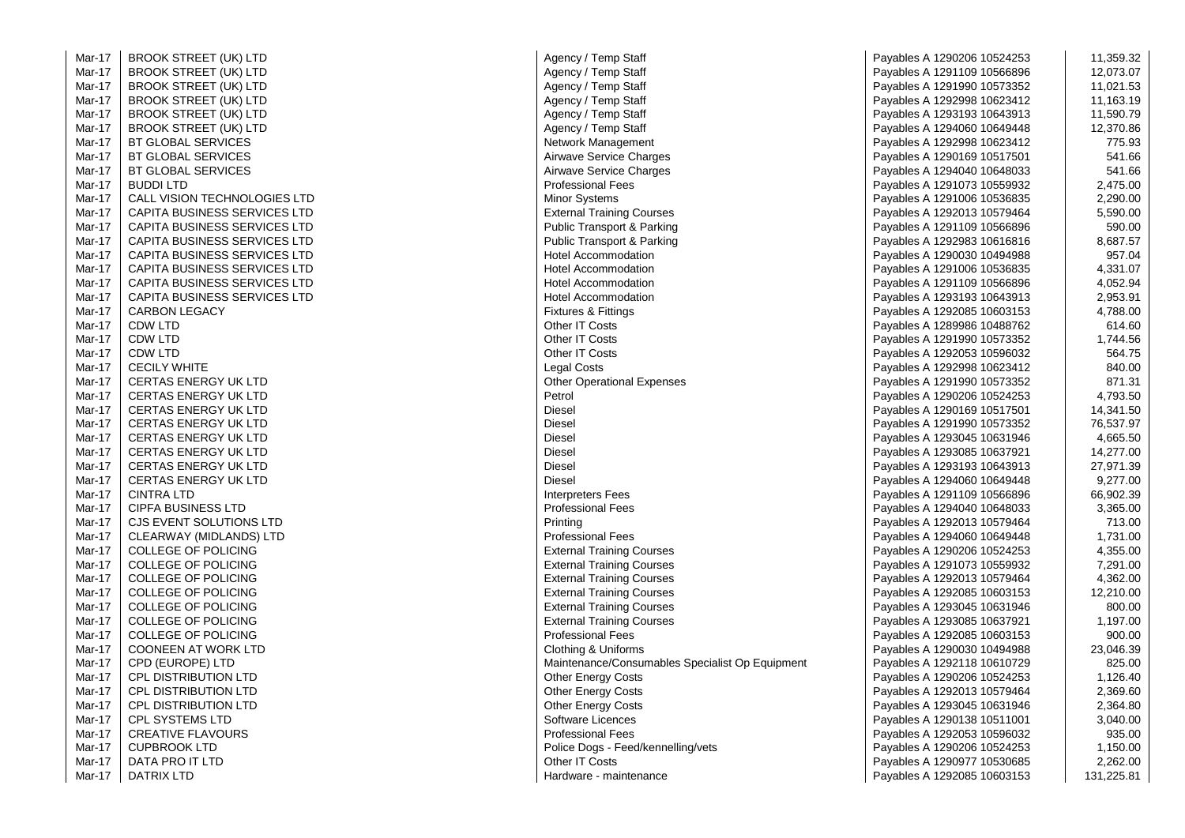| | | | | |
|---|---|---|---|---|
| Mar-17 | BROOK STREET (UK) LTD | Agency / Temp Staff | Payables A 1290206 10524253 | 11,359.32 |
| Mar-17 | BROOK STREET (UK) LTD | Agency / Temp Staff | Payables A 1291109 10566896 | 12,073.07 |
| Mar-17 | BROOK STREET (UK) LTD | Agency / Temp Staff | Payables A 1291990 10573352 | 11,021.53 |
| Mar-17 | BROOK STREET (UK) LTD | Agency / Temp Staff | Payables A 1292998 10623412 | 11,163.19 |
| Mar-17 | BROOK STREET (UK) LTD | Agency / Temp Staff | Payables A 1293193 10643913 | 11,590.79 |
| Mar-17 | BROOK STREET (UK) LTD | Agency / Temp Staff | Payables A 1294060 10649448 | 12,370.86 |
| Mar-17 | BT GLOBAL SERVICES | Network Management | Payables A 1292998 10623412 | 775.93 |
| Mar-17 | BT GLOBAL SERVICES | Airwave Service Charges | Payables A 1290169 10517501 | 541.66 |
| Mar-17 | BT GLOBAL SERVICES | Airwave Service Charges | Payables A 1294040 10648033 | 541.66 |
| Mar-17 | BUDDI LTD | Professional Fees | Payables A 1291073 10559932 | 2,475.00 |
| Mar-17 | CALL VISION TECHNOLOGIES LTD | Minor Systems | Payables A 1291006 10536835 | 2,290.00 |
| Mar-17 | CAPITA BUSINESS SERVICES LTD | External Training Courses | Payables A 1292013 10579464 | 5,590.00 |
| Mar-17 | CAPITA BUSINESS SERVICES LTD | Public Transport & Parking | Payables A 1291109 10566896 | 590.00 |
| Mar-17 | CAPITA BUSINESS SERVICES LTD | Public Transport & Parking | Payables A 1292983 10616816 | 8,687.57 |
| Mar-17 | CAPITA BUSINESS SERVICES LTD | Hotel Accommodation | Payables A 1290030 10494988 | 957.04 |
| Mar-17 | CAPITA BUSINESS SERVICES LTD | Hotel Accommodation | Payables A 1291006 10536835 | 4,331.07 |
| Mar-17 | CAPITA BUSINESS SERVICES LTD | Hotel Accommodation | Payables A 1291109 10566896 | 4,052.94 |
| Mar-17 | CAPITA BUSINESS SERVICES LTD | Hotel Accommodation | Payables A 1293193 10643913 | 2,953.91 |
| Mar-17 | CARBON LEGACY | Fixtures & Fittings | Payables A 1292085 10603153 | 4,788.00 |
| Mar-17 | CDW LTD | Other IT Costs | Payables A 1289986 10488762 | 614.60 |
| Mar-17 | CDW LTD | Other IT Costs | Payables A 1291990 10573352 | 1,744.56 |
| Mar-17 | CDW LTD | Other IT Costs | Payables A 1292053 10596032 | 564.75 |
| Mar-17 | CECILY WHITE | Legal Costs | Payables A 1292998 10623412 | 840.00 |
| Mar-17 | CERTAS ENERGY UK LTD | Other Operational Expenses | Payables A 1291990 10573352 | 871.31 |
| Mar-17 | CERTAS ENERGY UK LTD | Petrol | Payables A 1290206 10524253 | 4,793.50 |
| Mar-17 | CERTAS ENERGY UK LTD | Diesel | Payables A 1290169 10517501 | 14,341.50 |
| Mar-17 | CERTAS ENERGY UK LTD | Diesel | Payables A 1291990 10573352 | 76,537.97 |
| Mar-17 | CERTAS ENERGY UK LTD | Diesel | Payables A 1293045 10631946 | 4,665.50 |
| Mar-17 | CERTAS ENERGY UK LTD | Diesel | Payables A 1293085 10637921 | 14,277.00 |
| Mar-17 | CERTAS ENERGY UK LTD | Diesel | Payables A 1293193 10643913 | 27,971.39 |
| Mar-17 | CERTAS ENERGY UK LTD | Diesel | Payables A 1294060 10649448 | 9,277.00 |
| Mar-17 | CINTRA LTD | Interpreters Fees | Payables A 1291109 10566896 | 66,902.39 |
| Mar-17 | CIPFA BUSINESS LTD | Professional Fees | Payables A 1294040 10648033 | 3,365.00 |
| Mar-17 | CJS EVENT SOLUTIONS LTD | Printing | Payables A 1292013 10579464 | 713.00 |
| Mar-17 | CLEARWAY (MIDLANDS) LTD | Professional Fees | Payables A 1294060 10649448 | 1,731.00 |
| Mar-17 | COLLEGE OF POLICING | External Training Courses | Payables A 1290206 10524253 | 4,355.00 |
| Mar-17 | COLLEGE OF POLICING | External Training Courses | Payables A 1291073 10559932 | 7,291.00 |
| Mar-17 | COLLEGE OF POLICING | External Training Courses | Payables A 1292013 10579464 | 4,362.00 |
| Mar-17 | COLLEGE OF POLICING | External Training Courses | Payables A 1292085 10603153 | 12,210.00 |
| Mar-17 | COLLEGE OF POLICING | External Training Courses | Payables A 1293045 10631946 | 800.00 |
| Mar-17 | COLLEGE OF POLICING | External Training Courses | Payables A 1293085 10637921 | 1,197.00 |
| Mar-17 | COLLEGE OF POLICING | Professional Fees | Payables A 1292085 10603153 | 900.00 |
| Mar-17 | COONEEN AT WORK LTD | Clothing & Uniforms | Payables A 1290030 10494988 | 23,046.39 |
| Mar-17 | CPD (EUROPE) LTD | Maintenance/Consumables Specialist Op Equipment | Payables A 1292118 10610729 | 825.00 |
| Mar-17 | CPL DISTRIBUTION LTD | Other Energy Costs | Payables A 1290206 10524253 | 1,126.40 |
| Mar-17 | CPL DISTRIBUTION LTD | Other Energy Costs | Payables A 1292013 10579464 | 2,369.60 |
| Mar-17 | CPL DISTRIBUTION LTD | Other Energy Costs | Payables A 1293045 10631946 | 2,364.80 |
| Mar-17 | CPL SYSTEMS LTD | Software Licences | Payables A 1290138 10511001 | 3,040.00 |
| Mar-17 | CREATIVE FLAVOURS | Professional Fees | Payables A 1292053 10596032 | 935.00 |
| Mar-17 | CUPBROOK LTD | Police Dogs - Feed/kennelling/vets | Payables A 1290206 10524253 | 1,150.00 |
| Mar-17 | DATA PRO IT LTD | Other IT Costs | Payables A 1290977 10530685 | 2,262.00 |
| Mar-17 | DATRIX LTD | Hardware - maintenance | Payables A 1292085 10603153 | 131,225.81 |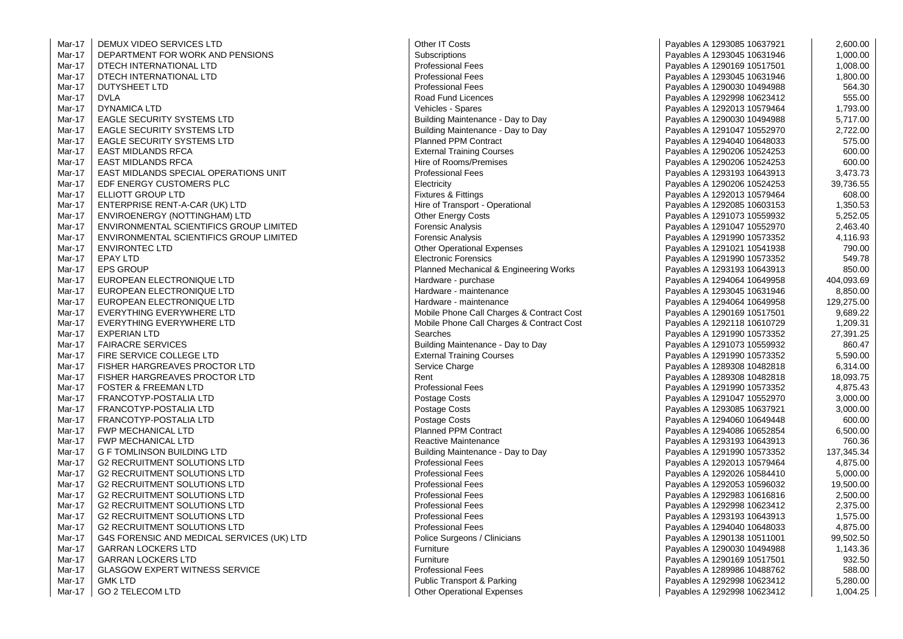| Mar-17 | DEMUX VIDEO SERVICES LTD | Other IT Costs | Payables A 1293085 10637921 | 2,600.00 |
|---|---|---|---|---|
| Mar-17 | DEPARTMENT FOR WORK AND PENSIONS | Subscriptions | Payables A 1293045 10631946 | 1,000.00 |
| Mar-17 | DTECH INTERNATIONAL LTD | Professional Fees | Payables A 1290169 10517501 | 1,008.00 |
| Mar-17 | DTECH INTERNATIONAL LTD | Professional Fees | Payables A 1293045 10631946 | 1,800.00 |
| Mar-17 | DUTYSHEET LTD | Professional Fees | Payables A 1290030 10494988 | 564.30 |
| Mar-17 | DVLA | Road Fund Licences | Payables A 1292998 10623412 | 555.00 |
| Mar-17 | DYNAMICA LTD | Vehicles - Spares | Payables A 1292013 10579464 | 1,793.00 |
| Mar-17 | EAGLE SECURITY SYSTEMS LTD | Building Maintenance - Day to Day | Payables A 1290030 10494988 | 5,717.00 |
| Mar-17 | EAGLE SECURITY SYSTEMS LTD | Building Maintenance - Day to Day | Payables A 1291047 10552970 | 2,722.00 |
| Mar-17 | EAGLE SECURITY SYSTEMS LTD | Planned PPM Contract | Payables A 1294040 10648033 | 575.00 |
| Mar-17 | EAST MIDLANDS RFCA | External Training Courses | Payables A 1290206 10524253 | 600.00 |
| Mar-17 | EAST MIDLANDS RFCA | Hire of Rooms/Premises | Payables A 1290206 10524253 | 600.00 |
| Mar-17 | EAST MIDLANDS SPECIAL OPERATIONS UNIT | Professional Fees | Payables A 1293193 10643913 | 3,473.73 |
| Mar-17 | EDF ENERGY CUSTOMERS PLC | Electricity | Payables A 1290206 10524253 | 39,736.55 |
| Mar-17 | ELLIOTT GROUP LTD | Fixtures & Fittings | Payables A 1292013 10579464 | 608.00 |
| Mar-17 | ENTERPRISE RENT-A-CAR (UK) LTD | Hire of Transport - Operational | Payables A 1292085 10603153 | 1,350.53 |
| Mar-17 | ENVIROENERGY (NOTTINGHAM) LTD | Other Energy Costs | Payables A 1291073 10559932 | 5,252.05 |
| Mar-17 | ENVIRONMENTAL SCIENTIFICS GROUP LIMITED | Forensic Analysis | Payables A 1291047 10552970 | 2,463.40 |
| Mar-17 | ENVIRONMENTAL SCIENTIFICS GROUP LIMITED | Forensic Analysis | Payables A 1291990 10573352 | 4,116.93 |
| Mar-17 | ENVIRONTEC LTD | Other Operational Expenses | Payables A 1291021 10541938 | 790.00 |
| Mar-17 | EPAY LTD | Electronic Forensics | Payables A 1291990 10573352 | 549.78 |
| Mar-17 | EPS GROUP | Planned Mechanical & Engineering Works | Payables A 1293193 10643913 | 850.00 |
| Mar-17 | EUROPEAN ELECTRONIQUE LTD | Hardware - purchase | Payables A 1294064 10649958 | 404,093.69 |
| Mar-17 | EUROPEAN ELECTRONIQUE LTD | Hardware - maintenance | Payables A 1293045 10631946 | 8,850.00 |
| Mar-17 | EUROPEAN ELECTRONIQUE LTD | Hardware - maintenance | Payables A 1294064 10649958 | 129,275.00 |
| Mar-17 | EVERYTHING EVERYWHERE LTD | Mobile Phone Call Charges & Contract Cost | Payables A 1290169 10517501 | 9,689.22 |
| Mar-17 | EVERYTHING EVERYWHERE LTD | Mobile Phone Call Charges & Contract Cost | Payables A 1292118 10610729 | 1,209.31 |
| Mar-17 | EXPERIAN LTD | Searches | Payables A 1291990 10573352 | 27,391.25 |
| Mar-17 | FAIRACRE SERVICES | Building Maintenance - Day to Day | Payables A 1291073 10559932 | 860.47 |
| Mar-17 | FIRE SERVICE COLLEGE LTD | External Training Courses | Payables A 1291990 10573352 | 5,590.00 |
| Mar-17 | FISHER HARGREAVES PROCTOR LTD | Service Charge | Payables A 1289308 10482818 | 6,314.00 |
| Mar-17 | FISHER HARGREAVES PROCTOR LTD | Rent | Payables A 1289308 10482818 | 18,093.75 |
| Mar-17 | FOSTER & FREEMAN LTD | Professional Fees | Payables A 1291990 10573352 | 4,875.43 |
| Mar-17 | FRANCOTYP-POSTALIA LTD | Postage Costs | Payables A 1291047 10552970 | 3,000.00 |
| Mar-17 | FRANCOTYP-POSTALIA LTD | Postage Costs | Payables A 1293085 10637921 | 3,000.00 |
| Mar-17 | FRANCOTYP-POSTALIA LTD | Postage Costs | Payables A 1294060 10649448 | 600.00 |
| Mar-17 | FWP MECHANICAL LTD | Planned PPM Contract | Payables A 1294086 10652854 | 6,500.00 |
| Mar-17 | FWP MECHANICAL LTD | Reactive Maintenance | Payables A 1293193 10643913 | 760.36 |
| Mar-17 | G F TOMLINSON BUILDING LTD | Building Maintenance - Day to Day | Payables A 1291990 10573352 | 137,345.34 |
| Mar-17 | G2 RECRUITMENT SOLUTIONS LTD | Professional Fees | Payables A 1292013 10579464 | 4,875.00 |
| Mar-17 | G2 RECRUITMENT SOLUTIONS LTD | Professional Fees | Payables A 1292026 10584410 | 5,000.00 |
| Mar-17 | G2 RECRUITMENT SOLUTIONS LTD | Professional Fees | Payables A 1292053 10596032 | 19,500.00 |
| Mar-17 | G2 RECRUITMENT SOLUTIONS LTD | Professional Fees | Payables A 1292983 10616816 | 2,500.00 |
| Mar-17 | G2 RECRUITMENT SOLUTIONS LTD | Professional Fees | Payables A 1292998 10623412 | 2,375.00 |
| Mar-17 | G2 RECRUITMENT SOLUTIONS LTD | Professional Fees | Payables A 1293193 10643913 | 1,575.00 |
| Mar-17 | G2 RECRUITMENT SOLUTIONS LTD | Professional Fees | Payables A 1294040 10648033 | 4,875.00 |
| Mar-17 | G4S FORENSIC AND MEDICAL SERVICES (UK) LTD | Police Surgeons / Clinicians | Payables A 1290138 10511001 | 99,502.50 |
| Mar-17 | GARRAN LOCKERS LTD | Furniture | Payables A 1290030 10494988 | 1,143.36 |
| Mar-17 | GARRAN LOCKERS LTD | Furniture | Payables A 1290169 10517501 | 932.50 |
| Mar-17 | GLASGOW EXPERT WITNESS SERVICE | Professional Fees | Payables A 1289986 10488762 | 588.00 |
| Mar-17 | GMK LTD | Public Transport & Parking | Payables A 1292998 10623412 | 5,280.00 |
| Mar-17 | GO 2 TELECOM LTD | Other Operational Expenses | Payables A 1292998 10623412 | 1,004.25 |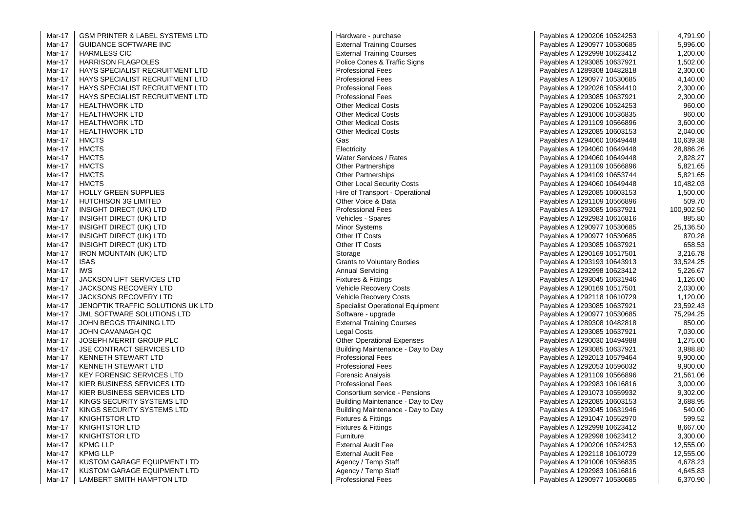| | | | | |
|---|---|---|---|---|
| Mar-17 | GSM PRINTER & LABEL SYSTEMS LTD | Hardware - purchase | Payables A 1290206 10524253 | 4,791.90 |
| Mar-17 | GUIDANCE SOFTWARE INC | External Training Courses | Payables A 1290977 10530685 | 5,996.00 |
| Mar-17 | HARMLESS CIC | External Training Courses | Payables A 1292998 10623412 | 1,200.00 |
| Mar-17 | HARRISON FLAGPOLES | Police Cones & Traffic Signs | Payables A 1293085 10637921 | 1,502.00 |
| Mar-17 | HAYS SPECIALIST RECRUITMENT LTD | Professional Fees | Payables A 1289308 10482818 | 2,300.00 |
| Mar-17 | HAYS SPECIALIST RECRUITMENT LTD | Professional Fees | Payables A 1290977 10530685 | 4,140.00 |
| Mar-17 | HAYS SPECIALIST RECRUITMENT LTD | Professional Fees | Payables A 1292026 10584410 | 2,300.00 |
| Mar-17 | HAYS SPECIALIST RECRUITMENT LTD | Professional Fees | Payables A 1293085 10637921 | 2,300.00 |
| Mar-17 | HEALTHWORK LTD | Other Medical Costs | Payables A 1290206 10524253 | 960.00 |
| Mar-17 | HEALTHWORK LTD | Other Medical Costs | Payables A 1291006 10536835 | 960.00 |
| Mar-17 | HEALTHWORK LTD | Other Medical Costs | Payables A 1291109 10566896 | 3,600.00 |
| Mar-17 | HEALTHWORK LTD | Other Medical Costs | Payables A 1292085 10603153 | 2,040.00 |
| Mar-17 | HMCTS | Gas | Payables A 1294060 10649448 | 10,639.38 |
| Mar-17 | HMCTS | Electricity | Payables A 1294060 10649448 | 28,886.26 |
| Mar-17 | HMCTS | Water Services / Rates | Payables A 1294060 10649448 | 2,828.27 |
| Mar-17 | HMCTS | Other Partnerships | Payables A 1291109 10566896 | 5,821.65 |
| Mar-17 | HMCTS | Other Partnerships | Payables A 1294109 10653744 | 5,821.65 |
| Mar-17 | HMCTS | Other Local Security Costs | Payables A 1294060 10649448 | 10,482.03 |
| Mar-17 | HOLLY GREEN SUPPLIES | Hire of Transport - Operational | Payables A 1292085 10603153 | 1,500.00 |
| Mar-17 | HUTCHISON 3G LIMITED | Other Voice & Data | Payables A 1291109 10566896 | 509.70 |
| Mar-17 | INSIGHT DIRECT (UK) LTD | Professional Fees | Payables A 1293085 10637921 | 100,902.50 |
| Mar-17 | INSIGHT DIRECT (UK) LTD | Vehicles - Spares | Payables A 1292983 10616816 | 885.80 |
| Mar-17 | INSIGHT DIRECT (UK) LTD | Minor Systems | Payables A 1290977 10530685 | 25,136.50 |
| Mar-17 | INSIGHT DIRECT (UK) LTD | Other IT Costs | Payables A 1290977 10530685 | 870.28 |
| Mar-17 | INSIGHT DIRECT (UK) LTD | Other IT Costs | Payables A 1293085 10637921 | 658.53 |
| Mar-17 | IRON MOUNTAIN (UK) LTD | Storage | Payables A 1290169 10517501 | 3,216.78 |
| Mar-17 | ISAS | Grants to Voluntary Bodies | Payables A 1293193 10643913 | 33,524.25 |
| Mar-17 | IWS | Annual Servicing | Payables A 1292998 10623412 | 5,226.67 |
| Mar-17 | JACKSON LIFT SERVICES LTD | Fixtures & Fittings | Payables A 1293045 10631946 | 1,126.00 |
| Mar-17 | JACKSONS RECOVERY LTD | Vehicle Recovery Costs | Payables A 1290169 10517501 | 2,030.00 |
| Mar-17 | JACKSONS RECOVERY LTD | Vehicle Recovery Costs | Payables A 1292118 10610729 | 1,120.00 |
| Mar-17 | JENOPTIK TRAFFIC SOLUTIONS UK LTD | Specialist Operational Equipment | Payables A 1293085 10637921 | 23,592.43 |
| Mar-17 | JML SOFTWARE SOLUTIONS LTD | Software - upgrade | Payables A 1290977 10530685 | 75,294.25 |
| Mar-17 | JOHN BEGGS TRAINING LTD | External Training Courses | Payables A 1289308 10482818 | 850.00 |
| Mar-17 | JOHN CAVANAGH QC | Legal Costs | Payables A 1293085 10637921 | 7,030.00 |
| Mar-17 | JOSEPH MERRIT GROUP PLC | Other Operational Expenses | Payables A 1290030 10494988 | 1,275.00 |
| Mar-17 | JSE CONTRACT SERVICES LTD | Building Maintenance - Day to Day | Payables A 1293085 10637921 | 3,988.80 |
| Mar-17 | KENNETH STEWART LTD | Professional Fees | Payables A 1292013 10579464 | 9,900.00 |
| Mar-17 | KENNETH STEWART LTD | Professional Fees | Payables A 1292053 10596032 | 9,900.00 |
| Mar-17 | KEY FORENSIC SERVICES LTD | Forensic Analysis | Payables A 1291109 10566896 | 21,561.06 |
| Mar-17 | KIER BUSINESS SERVICES LTD | Professional Fees | Payables A 1292983 10616816 | 3,000.00 |
| Mar-17 | KIER BUSINESS SERVICES LTD | Consortium service - Pensions | Payables A 1291073 10559932 | 9,302.00 |
| Mar-17 | KINGS SECURITY SYSTEMS LTD | Building Maintenance - Day to Day | Payables A 1292085 10603153 | 3,688.95 |
| Mar-17 | KINGS SECURITY SYSTEMS LTD | Building Maintenance - Day to Day | Payables A 1293045 10631946 | 540.00 |
| Mar-17 | KNIGHTSTOR LTD | Fixtures & Fittings | Payables A 1291047 10552970 | 599.52 |
| Mar-17 | KNIGHTSTOR LTD | Fixtures & Fittings | Payables A 1292998 10623412 | 8,667.00 |
| Mar-17 | KNIGHTSTOR LTD | Furniture | Payables A 1292998 10623412 | 3,300.00 |
| Mar-17 | KPMG LLP | External Audit Fee | Payables A 1290206 10524253 | 12,555.00 |
| Mar-17 | KPMG LLP | External Audit Fee | Payables A 1292118 10610729 | 12,555.00 |
| Mar-17 | KUSTOM GARAGE EQUIPMENT LTD | Agency / Temp Staff | Payables A 1291006 10536835 | 4,678.23 |
| Mar-17 | KUSTOM GARAGE EQUIPMENT LTD | Agency / Temp Staff | Payables A 1292983 10616816 | 4,645.83 |
| Mar-17 | LAMBERT SMITH HAMPTON LTD | Professional Fees | Payables A 1290977 10530685 | 6,370.90 |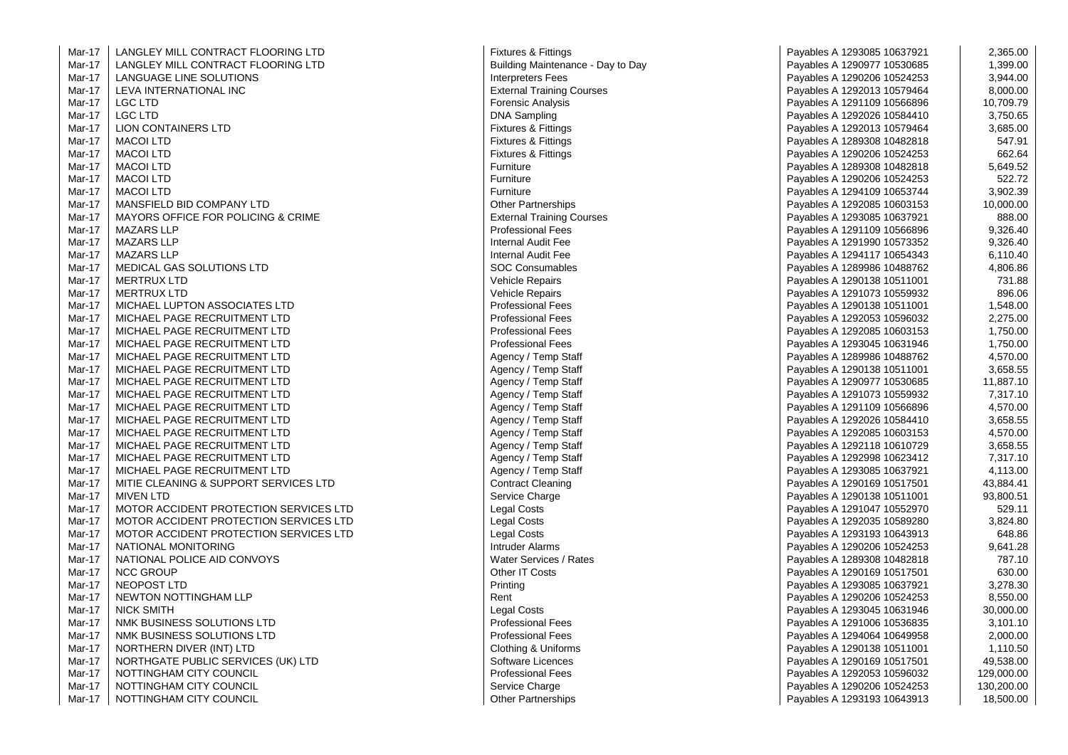| | | | | |
|---|---|---|---|---|
| Mar-17 | LANGLEY MILL CONTRACT FLOORING LTD | Fixtures & Fittings | Payables A 1293085 10637921 | 2,365.00 |
| Mar-17 | LANGLEY MILL CONTRACT FLOORING LTD | Building Maintenance - Day to Day | Payables A 1290977 10530685 | 1,399.00 |
| Mar-17 | LANGUAGE LINE SOLUTIONS | Interpreters Fees | Payables A 1290206 10524253 | 3,944.00 |
| Mar-17 | LEVA INTERNATIONAL INC | External Training Courses | Payables A 1292013 10579464 | 8,000.00 |
| Mar-17 | LGC LTD | Forensic Analysis | Payables A 1291109 10566896 | 10,709.79 |
| Mar-17 | LGC LTD | DNA Sampling | Payables A 1292026 10584410 | 3,750.65 |
| Mar-17 | LION CONTAINERS LTD | Fixtures & Fittings | Payables A 1292013 10579464 | 3,685.00 |
| Mar-17 | MACOI LTD | Fixtures & Fittings | Payables A 1289308 10482818 | 547.91 |
| Mar-17 | MACOI LTD | Fixtures & Fittings | Payables A 1290206 10524253 | 662.64 |
| Mar-17 | MACOI LTD | Furniture | Payables A 1289308 10482818 | 5,649.52 |
| Mar-17 | MACOI LTD | Furniture | Payables A 1290206 10524253 | 522.72 |
| Mar-17 | MACOI LTD | Furniture | Payables A 1294109 10653744 | 3,902.39 |
| Mar-17 | MANSFIELD BID COMPANY LTD | Other Partnerships | Payables A 1292085 10603153 | 10,000.00 |
| Mar-17 | MAYORS OFFICE FOR POLICING & CRIME | External Training Courses | Payables A 1293085 10637921 | 888.00 |
| Mar-17 | MAZARS LLP | Professional Fees | Payables A 1291109 10566896 | 9,326.40 |
| Mar-17 | MAZARS LLP | Internal Audit Fee | Payables A 1291990 10573352 | 9,326.40 |
| Mar-17 | MAZARS LLP | Internal Audit Fee | Payables A 1294117 10654343 | 6,110.40 |
| Mar-17 | MEDICAL GAS SOLUTIONS LTD | SOC Consumables | Payables A 1289986 10488762 | 4,806.86 |
| Mar-17 | MERTRUX LTD | Vehicle Repairs | Payables A 1290138 10511001 | 731.88 |
| Mar-17 | MERTRUX LTD | Vehicle Repairs | Payables A 1291073 10559932 | 896.06 |
| Mar-17 | MICHAEL LUPTON ASSOCIATES LTD | Professional Fees | Payables A 1290138 10511001 | 1,548.00 |
| Mar-17 | MICHAEL PAGE RECRUITMENT LTD | Professional Fees | Payables A 1292053 10596032 | 2,275.00 |
| Mar-17 | MICHAEL PAGE RECRUITMENT LTD | Professional Fees | Payables A 1292085 10603153 | 1,750.00 |
| Mar-17 | MICHAEL PAGE RECRUITMENT LTD | Professional Fees | Payables A 1293045 10631946 | 1,750.00 |
| Mar-17 | MICHAEL PAGE RECRUITMENT LTD | Agency / Temp Staff | Payables A 1289986 10488762 | 4,570.00 |
| Mar-17 | MICHAEL PAGE RECRUITMENT LTD | Agency / Temp Staff | Payables A 1290138 10511001 | 3,658.55 |
| Mar-17 | MICHAEL PAGE RECRUITMENT LTD | Agency / Temp Staff | Payables A 1290977 10530685 | 11,887.10 |
| Mar-17 | MICHAEL PAGE RECRUITMENT LTD | Agency / Temp Staff | Payables A 1291073 10559932 | 7,317.10 |
| Mar-17 | MICHAEL PAGE RECRUITMENT LTD | Agency / Temp Staff | Payables A 1291109 10566896 | 4,570.00 |
| Mar-17 | MICHAEL PAGE RECRUITMENT LTD | Agency / Temp Staff | Payables A 1292026 10584410 | 3,658.55 |
| Mar-17 | MICHAEL PAGE RECRUITMENT LTD | Agency / Temp Staff | Payables A 1292085 10603153 | 4,570.00 |
| Mar-17 | MICHAEL PAGE RECRUITMENT LTD | Agency / Temp Staff | Payables A 1292118 10610729 | 3,658.55 |
| Mar-17 | MICHAEL PAGE RECRUITMENT LTD | Agency / Temp Staff | Payables A 1292998 10623412 | 7,317.10 |
| Mar-17 | MICHAEL PAGE RECRUITMENT LTD | Agency / Temp Staff | Payables A 1293085 10637921 | 4,113.00 |
| Mar-17 | MITIE CLEANING & SUPPORT SERVICES LTD | Contract Cleaning | Payables A 1290169 10517501 | 43,884.41 |
| Mar-17 | MIVEN LTD | Service Charge | Payables A 1290138 10511001 | 93,800.51 |
| Mar-17 | MOTOR ACCIDENT PROTECTION SERVICES LTD | Legal Costs | Payables A 1291047 10552970 | 529.11 |
| Mar-17 | MOTOR ACCIDENT PROTECTION SERVICES LTD | Legal Costs | Payables A 1292035 10589280 | 3,824.80 |
| Mar-17 | MOTOR ACCIDENT PROTECTION SERVICES LTD | Legal Costs | Payables A 1293193 10643913 | 648.86 |
| Mar-17 | NATIONAL MONITORING | Intruder Alarms | Payables A 1290206 10524253 | 9,641.28 |
| Mar-17 | NATIONAL POLICE AID CONVOYS | Water Services / Rates | Payables A 1289308 10482818 | 787.10 |
| Mar-17 | NCC GROUP | Other IT Costs | Payables A 1290169 10517501 | 630.00 |
| Mar-17 | NEOPOST LTD | Printing | Payables A 1293085 10637921 | 3,278.30 |
| Mar-17 | NEWTON NOTTINGHAM LLP | Rent | Payables A 1290206 10524253 | 8,550.00 |
| Mar-17 | NICK SMITH | Legal Costs | Payables A 1293045 10631946 | 30,000.00 |
| Mar-17 | NMK BUSINESS SOLUTIONS LTD | Professional Fees | Payables A 1291006 10536835 | 3,101.10 |
| Mar-17 | NMK BUSINESS SOLUTIONS LTD | Professional Fees | Payables A 1294064 10649958 | 2,000.00 |
| Mar-17 | NORTHERN DIVER (INT) LTD | Clothing & Uniforms | Payables A 1290138 10511001 | 1,110.50 |
| Mar-17 | NORTHGATE PUBLIC SERVICES (UK) LTD | Software Licences | Payables A 1290169 10517501 | 49,538.00 |
| Mar-17 | NOTTINGHAM CITY COUNCIL | Professional Fees | Payables A 1292053 10596032 | 129,000.00 |
| Mar-17 | NOTTINGHAM CITY COUNCIL | Service Charge | Payables A 1290206 10524253 | 130,200.00 |
| Mar-17 | NOTTINGHAM CITY COUNCIL | Other Partnerships | Payables A 1293193 10643913 | 18,500.00 |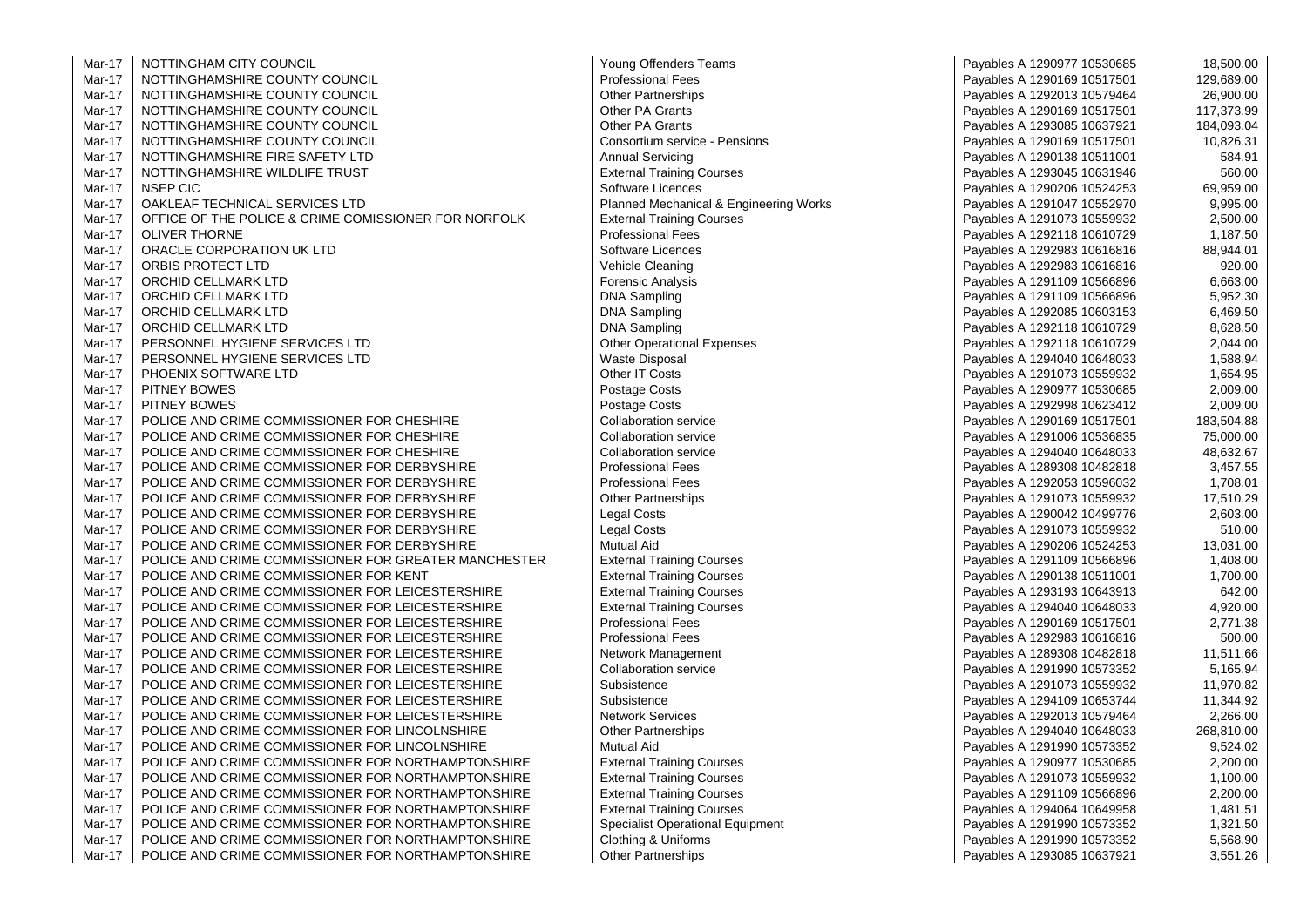| | | | | |
|---|---|---|---|---|
| Mar-17 | NOTTINGHAM CITY COUNCIL | Young Offenders Teams | Payables A 1290977 10530685 | 18,500.00 |
| Mar-17 | NOTTINGHAMSHIRE COUNTY COUNCIL | Professional Fees | Payables A 1290169 10517501 | 129,689.00 |
| Mar-17 | NOTTINGHAMSHIRE COUNTY COUNCIL | Other Partnerships | Payables A 1292013 10579464 | 26,900.00 |
| Mar-17 | NOTTINGHAMSHIRE COUNTY COUNCIL | Other PA Grants | Payables A 1290169 10517501 | 117,373.99 |
| Mar-17 | NOTTINGHAMSHIRE COUNTY COUNCIL | Other PA Grants | Payables A 1293085 10637921 | 184,093.04 |
| Mar-17 | NOTTINGHAMSHIRE COUNTY COUNCIL | Consortium service - Pensions | Payables A 1290169 10517501 | 10,826.31 |
| Mar-17 | NOTTINGHAMSHIRE FIRE SAFETY LTD | Annual Servicing | Payables A 1290138 10511001 | 584.91 |
| Mar-17 | NOTTINGHAMSHIRE WILDLIFE TRUST | External Training Courses | Payables A 1293045 10631946 | 560.00 |
| Mar-17 | NSEP CIC | Software Licences | Payables A 1290206 10524253 | 69,959.00 |
| Mar-17 | OAKLEAF TECHNICAL SERVICES LTD | Planned Mechanical & Engineering Works | Payables A 1291047 10552970 | 9,995.00 |
| Mar-17 | OFFICE OF THE POLICE & CRIME COMISSIONER FOR NORFOLK | External Training Courses | Payables A 1291073 10559932 | 2,500.00 |
| Mar-17 | OLIVER THORNE | Professional Fees | Payables A 1292118 10610729 | 1,187.50 |
| Mar-17 | ORACLE CORPORATION UK LTD | Software Licences | Payables A 1292983 10616816 | 88,944.01 |
| Mar-17 | ORBIS PROTECT LTD | Vehicle Cleaning | Payables A 1292983 10616816 | 920.00 |
| Mar-17 | ORCHID CELLMARK LTD | Forensic Analysis | Payables A 1291109 10566896 | 6,663.00 |
| Mar-17 | ORCHID CELLMARK LTD | DNA Sampling | Payables A 1291109 10566896 | 5,952.30 |
| Mar-17 | ORCHID CELLMARK LTD | DNA Sampling | Payables A 1292085 10603153 | 6,469.50 |
| Mar-17 | ORCHID CELLMARK LTD | DNA Sampling | Payables A 1292118 10610729 | 8,628.50 |
| Mar-17 | PERSONNEL HYGIENE SERVICES LTD | Other Operational Expenses | Payables A 1292118 10610729 | 2,044.00 |
| Mar-17 | PERSONNEL HYGIENE SERVICES LTD | Waste Disposal | Payables A 1294040 10648033 | 1,588.94 |
| Mar-17 | PHOENIX SOFTWARE LTD | Other IT Costs | Payables A 1291073 10559932 | 1,654.95 |
| Mar-17 | PITNEY BOWES | Postage Costs | Payables A 1290977 10530685 | 2,009.00 |
| Mar-17 | PITNEY BOWES | Postage Costs | Payables A 1292998 10623412 | 2,009.00 |
| Mar-17 | POLICE AND CRIME COMMISSIONER FOR CHESHIRE | Collaboration service | Payables A 1290169 10517501 | 183,504.88 |
| Mar-17 | POLICE AND CRIME COMMISSIONER FOR CHESHIRE | Collaboration service | Payables A 1291006 10536835 | 75,000.00 |
| Mar-17 | POLICE AND CRIME COMMISSIONER FOR CHESHIRE | Collaboration service | Payables A 1294040 10648033 | 48,632.67 |
| Mar-17 | POLICE AND CRIME COMMISSIONER FOR DERBYSHIRE | Professional Fees | Payables A 1289308 10482818 | 3,457.55 |
| Mar-17 | POLICE AND CRIME COMMISSIONER FOR DERBYSHIRE | Professional Fees | Payables A 1292053 10596032 | 1,708.01 |
| Mar-17 | POLICE AND CRIME COMMISSIONER FOR DERBYSHIRE | Other Partnerships | Payables A 1291073 10559932 | 17,510.29 |
| Mar-17 | POLICE AND CRIME COMMISSIONER FOR DERBYSHIRE | Legal Costs | Payables A 1290042 10499776 | 2,603.00 |
| Mar-17 | POLICE AND CRIME COMMISSIONER FOR DERBYSHIRE | Legal Costs | Payables A 1291073 10559932 | 510.00 |
| Mar-17 | POLICE AND CRIME COMMISSIONER FOR DERBYSHIRE | Mutual Aid | Payables A 1290206 10524253 | 13,031.00 |
| Mar-17 | POLICE AND CRIME COMMISSIONER FOR GREATER MANCHESTER | External Training Courses | Payables A 1291109 10566896 | 1,408.00 |
| Mar-17 | POLICE AND CRIME COMMISSIONER FOR KENT | External Training Courses | Payables A 1290138 10511001 | 1,700.00 |
| Mar-17 | POLICE AND CRIME COMMISSIONER FOR LEICESTERSHIRE | External Training Courses | Payables A 1293193 10643913 | 642.00 |
| Mar-17 | POLICE AND CRIME COMMISSIONER FOR LEICESTERSHIRE | External Training Courses | Payables A 1294040 10648033 | 4,920.00 |
| Mar-17 | POLICE AND CRIME COMMISSIONER FOR LEICESTERSHIRE | Professional Fees | Payables A 1290169 10517501 | 2,771.38 |
| Mar-17 | POLICE AND CRIME COMMISSIONER FOR LEICESTERSHIRE | Professional Fees | Payables A 1292983 10616816 | 500.00 |
| Mar-17 | POLICE AND CRIME COMMISSIONER FOR LEICESTERSHIRE | Network Management | Payables A 1289308 10482818 | 11,511.66 |
| Mar-17 | POLICE AND CRIME COMMISSIONER FOR LEICESTERSHIRE | Collaboration service | Payables A 1291990 10573352 | 5,165.94 |
| Mar-17 | POLICE AND CRIME COMMISSIONER FOR LEICESTERSHIRE | Subsistence | Payables A 1291073 10559932 | 11,970.82 |
| Mar-17 | POLICE AND CRIME COMMISSIONER FOR LEICESTERSHIRE | Subsistence | Payables A 1294109 10653744 | 11,344.92 |
| Mar-17 | POLICE AND CRIME COMMISSIONER FOR LEICESTERSHIRE | Network Services | Payables A 1292013 10579464 | 2,266.00 |
| Mar-17 | POLICE AND CRIME COMMISSIONER FOR LINCOLNSHIRE | Other Partnerships | Payables A 1294040 10648033 | 268,810.00 |
| Mar-17 | POLICE AND CRIME COMMISSIONER FOR LINCOLNSHIRE | Mutual Aid | Payables A 1291990 10573352 | 9,524.02 |
| Mar-17 | POLICE AND CRIME COMMISSIONER FOR NORTHAMPTONSHIRE | External Training Courses | Payables A 1290977 10530685 | 2,200.00 |
| Mar-17 | POLICE AND CRIME COMMISSIONER FOR NORTHAMPTONSHIRE | External Training Courses | Payables A 1291073 10559932 | 1,100.00 |
| Mar-17 | POLICE AND CRIME COMMISSIONER FOR NORTHAMPTONSHIRE | External Training Courses | Payables A 1291109 10566896 | 2,200.00 |
| Mar-17 | POLICE AND CRIME COMMISSIONER FOR NORTHAMPTONSHIRE | External Training Courses | Payables A 1294064 10649958 | 1,481.51 |
| Mar-17 | POLICE AND CRIME COMMISSIONER FOR NORTHAMPTONSHIRE | Specialist Operational Equipment | Payables A 1291990 10573352 | 1,321.50 |
| Mar-17 | POLICE AND CRIME COMMISSIONER FOR NORTHAMPTONSHIRE | Clothing & Uniforms | Payables A 1291990 10573352 | 5,568.90 |
| Mar-17 | POLICE AND CRIME COMMISSIONER FOR NORTHAMPTONSHIRE | Other Partnerships | Payables A 1293085 10637921 | 3,551.26 |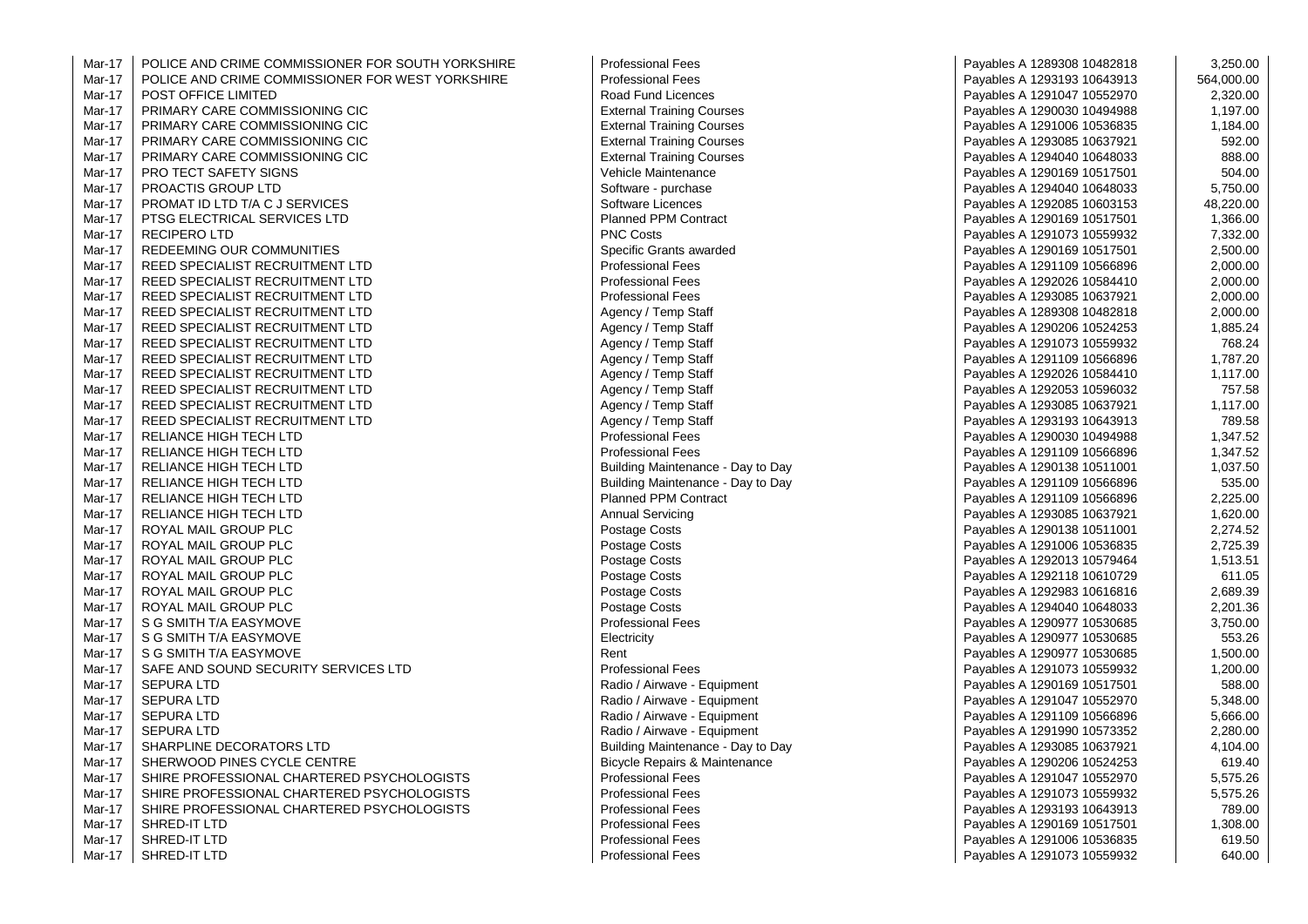| | | | | |
|---|---|---|---|---|
| Mar-17 | POLICE AND CRIME COMMISSIONER FOR SOUTH YORKSHIRE | Professional Fees | Payables A 1289308 10482818 | 3,250.00 |
| Mar-17 | POLICE AND CRIME COMMISSIONER FOR WEST YORKSHIRE | Professional Fees | Payables A 1293193 10643913 | 564,000.00 |
| Mar-17 | POST OFFICE LIMITED | Road Fund Licences | Payables A 1291047 10552970 | 2,320.00 |
| Mar-17 | PRIMARY CARE COMMISSIONING CIC | External Training Courses | Payables A 1290030 10494988 | 1,197.00 |
| Mar-17 | PRIMARY CARE COMMISSIONING CIC | External Training Courses | Payables A 1291006 10536835 | 1,184.00 |
| Mar-17 | PRIMARY CARE COMMISSIONING CIC | External Training Courses | Payables A 1293085 10637921 | 592.00 |
| Mar-17 | PRIMARY CARE COMMISSIONING CIC | External Training Courses | Payables A 1294040 10648033 | 888.00 |
| Mar-17 | PRO TECT SAFETY SIGNS | Vehicle Maintenance | Payables A 1290169 10517501 | 504.00 |
| Mar-17 | PROACTIS GROUP LTD | Software - purchase | Payables A 1294040 10648033 | 5,750.00 |
| Mar-17 | PROMAT ID LTD T/A C J SERVICES | Software Licences | Payables A 1292085 10603153 | 48,220.00 |
| Mar-17 | PTSG ELECTRICAL SERVICES LTD | Planned PPM Contract | Payables A 1290169 10517501 | 1,366.00 |
| Mar-17 | RECIPERO LTD | PNC Costs | Payables A 1291073 10559932 | 7,332.00 |
| Mar-17 | REDEEMING OUR COMMUNITIES | Specific Grants awarded | Payables A 1290169 10517501 | 2,500.00 |
| Mar-17 | REED SPECIALIST RECRUITMENT LTD | Professional Fees | Payables A 1291109 10566896 | 2,000.00 |
| Mar-17 | REED SPECIALIST RECRUITMENT LTD | Professional Fees | Payables A 1292026 10584410 | 2,000.00 |
| Mar-17 | REED SPECIALIST RECRUITMENT LTD | Professional Fees | Payables A 1293085 10637921 | 2,000.00 |
| Mar-17 | REED SPECIALIST RECRUITMENT LTD | Agency / Temp Staff | Payables A 1289308 10482818 | 2,000.00 |
| Mar-17 | REED SPECIALIST RECRUITMENT LTD | Agency / Temp Staff | Payables A 1290206 10524253 | 1,885.24 |
| Mar-17 | REED SPECIALIST RECRUITMENT LTD | Agency / Temp Staff | Payables A 1291073 10559932 | 768.24 |
| Mar-17 | REED SPECIALIST RECRUITMENT LTD | Agency / Temp Staff | Payables A 1291109 10566896 | 1,787.20 |
| Mar-17 | REED SPECIALIST RECRUITMENT LTD | Agency / Temp Staff | Payables A 1292026 10584410 | 1,117.00 |
| Mar-17 | REED SPECIALIST RECRUITMENT LTD | Agency / Temp Staff | Payables A 1292053 10596032 | 757.58 |
| Mar-17 | REED SPECIALIST RECRUITMENT LTD | Agency / Temp Staff | Payables A 1293085 10637921 | 1,117.00 |
| Mar-17 | REED SPECIALIST RECRUITMENT LTD | Agency / Temp Staff | Payables A 1293193 10643913 | 789.58 |
| Mar-17 | RELIANCE HIGH TECH LTD | Professional Fees | Payables A 1290030 10494988 | 1,347.52 |
| Mar-17 | RELIANCE HIGH TECH LTD | Professional Fees | Payables A 1291109 10566896 | 1,347.52 |
| Mar-17 | RELIANCE HIGH TECH LTD | Building Maintenance - Day to Day | Payables A 1290138 10511001 | 1,037.50 |
| Mar-17 | RELIANCE HIGH TECH LTD | Building Maintenance - Day to Day | Payables A 1291109 10566896 | 535.00 |
| Mar-17 | RELIANCE HIGH TECH LTD | Planned PPM Contract | Payables A 1291109 10566896 | 2,225.00 |
| Mar-17 | RELIANCE HIGH TECH LTD | Annual Servicing | Payables A 1293085 10637921 | 1,620.00 |
| Mar-17 | ROYAL MAIL GROUP PLC | Postage Costs | Payables A 1290138 10511001 | 2,274.52 |
| Mar-17 | ROYAL MAIL GROUP PLC | Postage Costs | Payables A 1291006 10536835 | 2,725.39 |
| Mar-17 | ROYAL MAIL GROUP PLC | Postage Costs | Payables A 1292013 10579464 | 1,513.51 |
| Mar-17 | ROYAL MAIL GROUP PLC | Postage Costs | Payables A 1292118 10610729 | 611.05 |
| Mar-17 | ROYAL MAIL GROUP PLC | Postage Costs | Payables A 1292983 10616816 | 2,689.39 |
| Mar-17 | ROYAL MAIL GROUP PLC | Postage Costs | Payables A 1294040 10648033 | 2,201.36 |
| Mar-17 | S G SMITH T/A EASYMOVE | Professional Fees | Payables A 1290977 10530685 | 3,750.00 |
| Mar-17 | S G SMITH T/A EASYMOVE | Electricity | Payables A 1290977 10530685 | 553.26 |
| Mar-17 | S G SMITH T/A EASYMOVE | Rent | Payables A 1290977 10530685 | 1,500.00 |
| Mar-17 | SAFE AND SOUND SECURITY SERVICES LTD | Professional Fees | Payables A 1291073 10559932 | 1,200.00 |
| Mar-17 | SEPURA LTD | Radio / Airwave - Equipment | Payables A 1290169 10517501 | 588.00 |
| Mar-17 | SEPURA LTD | Radio / Airwave - Equipment | Payables A 1291047 10552970 | 5,348.00 |
| Mar-17 | SEPURA LTD | Radio / Airwave - Equipment | Payables A 1291109 10566896 | 5,666.00 |
| Mar-17 | SEPURA LTD | Radio / Airwave - Equipment | Payables A 1291990 10573352 | 2,280.00 |
| Mar-17 | SHARPLINE DECORATORS LTD | Building Maintenance - Day to Day | Payables A 1293085 10637921 | 4,104.00 |
| Mar-17 | SHERWOOD PINES CYCLE CENTRE | Bicycle Repairs & Maintenance | Payables A 1290206 10524253 | 619.40 |
| Mar-17 | SHIRE PROFESSIONAL CHARTERED PSYCHOLOGISTS | Professional Fees | Payables A 1291047 10552970 | 5,575.26 |
| Mar-17 | SHIRE PROFESSIONAL CHARTERED PSYCHOLOGISTS | Professional Fees | Payables A 1291073 10559932 | 5,575.26 |
| Mar-17 | SHIRE PROFESSIONAL CHARTERED PSYCHOLOGISTS | Professional Fees | Payables A 1293193 10643913 | 789.00 |
| Mar-17 | SHRED-IT LTD | Professional Fees | Payables A 1290169 10517501 | 1,308.00 |
| Mar-17 | SHRED-IT LTD | Professional Fees | Payables A 1291006 10536835 | 619.50 |
| Mar-17 | SHRED-IT LTD | Professional Fees | Payables A 1291073 10559932 | 640.00 |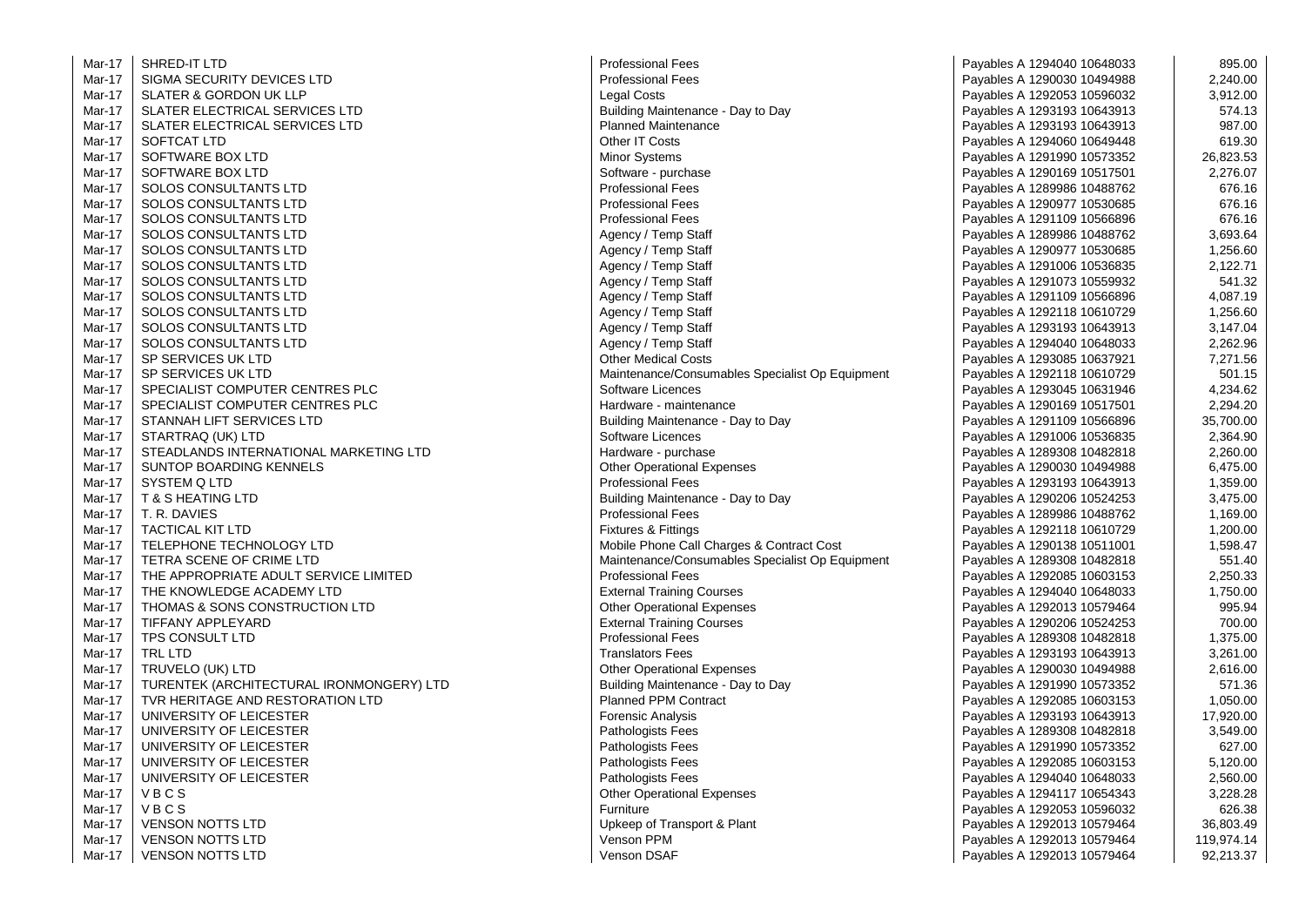| | | | | |
|---|---|---|---|---|
| Mar-17 | SHRED-IT LTD | Professional Fees | Payables A 1294040 10648033 | 895.00 |
| Mar-17 | SIGMA SECURITY DEVICES LTD | Professional Fees | Payables A 1290030 10494988 | 2,240.00 |
| Mar-17 | SLATER & GORDON UK LLP | Legal Costs | Payables A 1292053 10596032 | 3,912.00 |
| Mar-17 | SLATER ELECTRICAL SERVICES LTD | Building Maintenance - Day to Day | Payables A 1293193 10643913 | 574.13 |
| Mar-17 | SLATER ELECTRICAL SERVICES LTD | Planned Maintenance | Payables A 1293193 10643913 | 987.00 |
| Mar-17 | SOFTCAT LTD | Other IT Costs | Payables A 1294060 10649448 | 619.30 |
| Mar-17 | SOFTWARE BOX LTD | Minor Systems | Payables A 1291990 10573352 | 26,823.53 |
| Mar-17 | SOFTWARE BOX LTD | Software - purchase | Payables A 1290169 10517501 | 2,276.07 |
| Mar-17 | SOLOS CONSULTANTS LTD | Professional Fees | Payables A 1289986 10488762 | 676.16 |
| Mar-17 | SOLOS CONSULTANTS LTD | Professional Fees | Payables A 1290977 10530685 | 676.16 |
| Mar-17 | SOLOS CONSULTANTS LTD | Professional Fees | Payables A 1291109 10566896 | 676.16 |
| Mar-17 | SOLOS CONSULTANTS LTD | Agency / Temp Staff | Payables A 1289986 10488762 | 3,693.64 |
| Mar-17 | SOLOS CONSULTANTS LTD | Agency / Temp Staff | Payables A 1290977 10530685 | 1,256.60 |
| Mar-17 | SOLOS CONSULTANTS LTD | Agency / Temp Staff | Payables A 1291006 10536835 | 2,122.71 |
| Mar-17 | SOLOS CONSULTANTS LTD | Agency / Temp Staff | Payables A 1291073 10559932 | 541.32 |
| Mar-17 | SOLOS CONSULTANTS LTD | Agency / Temp Staff | Payables A 1291109 10566896 | 4,087.19 |
| Mar-17 | SOLOS CONSULTANTS LTD | Agency / Temp Staff | Payables A 1292118 10610729 | 1,256.60 |
| Mar-17 | SOLOS CONSULTANTS LTD | Agency / Temp Staff | Payables A 1293193 10643913 | 3,147.04 |
| Mar-17 | SOLOS CONSULTANTS LTD | Agency / Temp Staff | Payables A 1294040 10648033 | 2,262.96 |
| Mar-17 | SP SERVICES UK LTD | Other Medical Costs | Payables A 1293085 10637921 | 7,271.56 |
| Mar-17 | SP SERVICES UK LTD | Maintenance/Consumables Specialist Op Equipment | Payables A 1292118 10610729 | 501.15 |
| Mar-17 | SPECIALIST COMPUTER CENTRES PLC | Software Licences | Payables A 1293045 10631946 | 4,234.62 |
| Mar-17 | SPECIALIST COMPUTER CENTRES PLC | Hardware - maintenance | Payables A 1290169 10517501 | 2,294.20 |
| Mar-17 | STANNAH LIFT SERVICES LTD | Building Maintenance - Day to Day | Payables A 1291109 10566896 | 35,700.00 |
| Mar-17 | STARTRAQ (UK) LTD | Software Licences | Payables A 1291006 10536835 | 2,364.90 |
| Mar-17 | STEADLANDS INTERNATIONAL MARKETING LTD | Hardware - purchase | Payables A 1289308 10482818 | 2,260.00 |
| Mar-17 | SUNTOP BOARDING KENNELS | Other Operational Expenses | Payables A 1290030 10494988 | 6,475.00 |
| Mar-17 | SYSTEM Q LTD | Professional Fees | Payables A 1293193 10643913 | 1,359.00 |
| Mar-17 | T & S HEATING LTD | Building Maintenance - Day to Day | Payables A 1290206 10524253 | 3,475.00 |
| Mar-17 | T. R. DAVIES | Professional Fees | Payables A 1289986 10488762 | 1,169.00 |
| Mar-17 | TACTICAL KIT LTD | Fixtures & Fittings | Payables A 1292118 10610729 | 1,200.00 |
| Mar-17 | TELEPHONE TECHNOLOGY LTD | Mobile Phone Call Charges & Contract Cost | Payables A 1290138 10511001 | 1,598.47 |
| Mar-17 | TETRA SCENE OF CRIME LTD | Maintenance/Consumables Specialist Op Equipment | Payables A 1289308 10482818 | 551.40 |
| Mar-17 | THE APPROPRIATE ADULT SERVICE LIMITED | Professional Fees | Payables A 1292085 10603153 | 2,250.33 |
| Mar-17 | THE KNOWLEDGE ACADEMY LTD | External Training Courses | Payables A 1294040 10648033 | 1,750.00 |
| Mar-17 | THOMAS & SONS CONSTRUCTION LTD | Other Operational Expenses | Payables A 1292013 10579464 | 995.94 |
| Mar-17 | TIFFANY APPLEYARD | External Training Courses | Payables A 1290206 10524253 | 700.00 |
| Mar-17 | TPS CONSULT LTD | Professional Fees | Payables A 1289308 10482818 | 1,375.00 |
| Mar-17 | TRL LTD | Translators Fees | Payables A 1293193 10643913 | 3,261.00 |
| Mar-17 | TRUVELO (UK) LTD | Other Operational Expenses | Payables A 1290030 10494988 | 2,616.00 |
| Mar-17 | TURENTEK (ARCHITECTURAL IRONMONGERY) LTD | Building Maintenance - Day to Day | Payables A 1291990 10573352 | 571.36 |
| Mar-17 | TVR HERITAGE AND RESTORATION LTD | Planned PPM Contract | Payables A 1292085 10603153 | 1,050.00 |
| Mar-17 | UNIVERSITY OF LEICESTER | Forensic Analysis | Payables A 1293193 10643913 | 17,920.00 |
| Mar-17 | UNIVERSITY OF LEICESTER | Pathologists Fees | Payables A 1289308 10482818 | 3,549.00 |
| Mar-17 | UNIVERSITY OF LEICESTER | Pathologists Fees | Payables A 1291990 10573352 | 627.00 |
| Mar-17 | UNIVERSITY OF LEICESTER | Pathologists Fees | Payables A 1292085 10603153 | 5,120.00 |
| Mar-17 | UNIVERSITY OF LEICESTER | Pathologists Fees | Payables A 1294040 10648033 | 2,560.00 |
| Mar-17 | V B C S | Other Operational Expenses | Payables A 1294117 10654343 | 3,228.28 |
| Mar-17 | V B C S | Furniture | Payables A 1292053 10596032 | 626.38 |
| Mar-17 | VENSON NOTTS LTD | Upkeep of Transport & Plant | Payables A 1292013 10579464 | 36,803.49 |
| Mar-17 | VENSON NOTTS LTD | Venson PPM | Payables A 1292013 10579464 | 119,974.14 |
| Mar-17 | VENSON NOTTS LTD | Venson DSAF | Payables A 1292013 10579464 | 92,213.37 |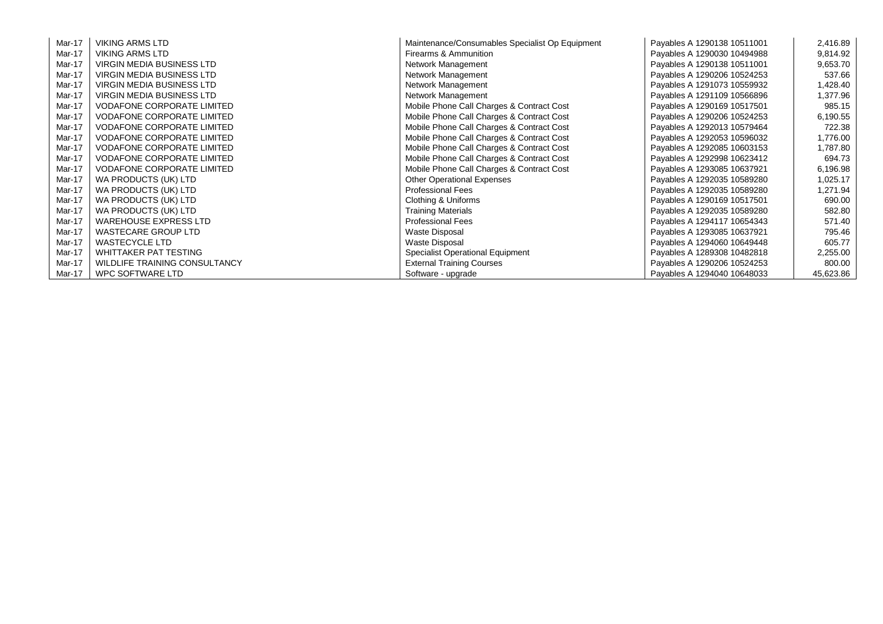| | | | | |
|---|---|---|---|---|
| Mar-17 | VIKING ARMS LTD | Maintenance/Consumables Specialist Op Equipment | Payables A 1290138 10511001 | 2,416.89 |
| Mar-17 | VIKING ARMS LTD | Firearms & Ammunition | Payables A 1290030 10494988 | 9,814.92 |
| Mar-17 | VIRGIN MEDIA BUSINESS LTD | Network Management | Payables A 1290138 10511001 | 9,653.70 |
| Mar-17 | VIRGIN MEDIA BUSINESS LTD | Network Management | Payables A 1290206 10524253 | 537.66 |
| Mar-17 | VIRGIN MEDIA BUSINESS LTD | Network Management | Payables A 1291073 10559932 | 1,428.40 |
| Mar-17 | VIRGIN MEDIA BUSINESS LTD | Network Management | Payables A 1291109 10566896 | 1,377.96 |
| Mar-17 | VODAFONE CORPORATE LIMITED | Mobile Phone Call Charges & Contract Cost | Payables A 1290169 10517501 | 985.15 |
| Mar-17 | VODAFONE CORPORATE LIMITED | Mobile Phone Call Charges & Contract Cost | Payables A 1290206 10524253 | 6,190.55 |
| Mar-17 | VODAFONE CORPORATE LIMITED | Mobile Phone Call Charges & Contract Cost | Payables A 1292013 10579464 | 722.38 |
| Mar-17 | VODAFONE CORPORATE LIMITED | Mobile Phone Call Charges & Contract Cost | Payables A 1292053 10596032 | 1,776.00 |
| Mar-17 | VODAFONE CORPORATE LIMITED | Mobile Phone Call Charges & Contract Cost | Payables A 1292085 10603153 | 1,787.80 |
| Mar-17 | VODAFONE CORPORATE LIMITED | Mobile Phone Call Charges & Contract Cost | Payables A 1292998 10623412 | 694.73 |
| Mar-17 | VODAFONE CORPORATE LIMITED | Mobile Phone Call Charges & Contract Cost | Payables A 1293085 10637921 | 6,196.98 |
| Mar-17 | WA PRODUCTS (UK) LTD | Other Operational Expenses | Payables A 1292035 10589280 | 1,025.17 |
| Mar-17 | WA PRODUCTS (UK) LTD | Professional Fees | Payables A 1292035 10589280 | 1,271.94 |
| Mar-17 | WA PRODUCTS (UK) LTD | Clothing & Uniforms | Payables A 1290169 10517501 | 690.00 |
| Mar-17 | WA PRODUCTS (UK) LTD | Training Materials | Payables A 1292035 10589280 | 582.80 |
| Mar-17 | WAREHOUSE EXPRESS LTD | Professional Fees | Payables A 1294117 10654343 | 571.40 |
| Mar-17 | WASTECARE GROUP LTD | Waste Disposal | Payables A 1293085 10637921 | 795.46 |
| Mar-17 | WASTECYCLE LTD | Waste Disposal | Payables A 1294060 10649448 | 605.77 |
| Mar-17 | WHITTAKER PAT TESTING | Specialist Operational Equipment | Payables A 1289308 10482818 | 2,255.00 |
| Mar-17 | WILDLIFE TRAINING CONSULTANCY | External Training Courses | Payables A 1290206 10524253 | 800.00 |
| Mar-17 | WPC SOFTWARE LTD | Software - upgrade | Payables A 1294040 10648033 | 45,623.86 |